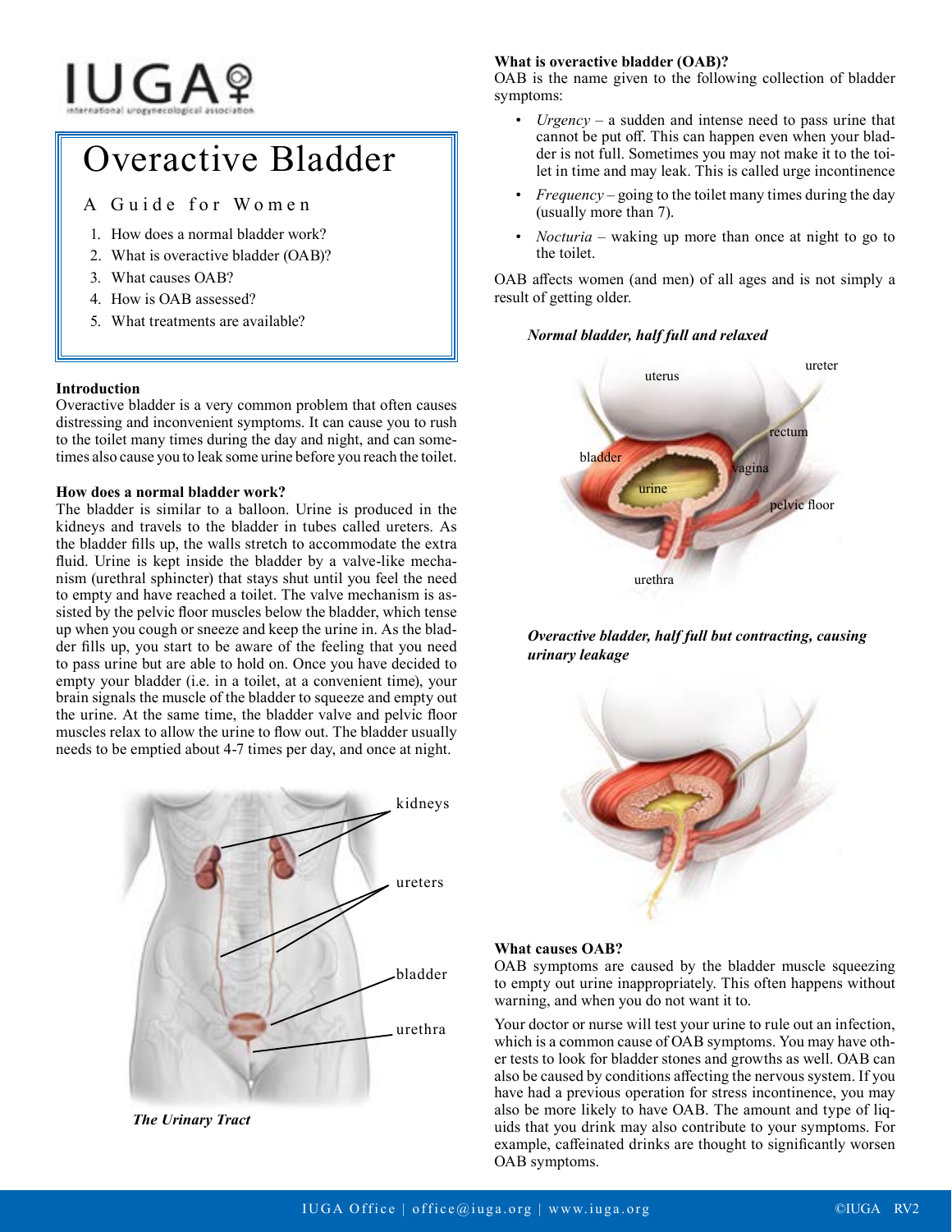# Overactive Bladder

## A Guide for Women

1. How does a normal bladder work?
2. What is overactive bladder (OAB)?
3. What causes OAB?
4. How is OAB assessed?
5. What treatments are available?

### Introduction

Overactive bladder is a very common problem that often causes distressing and inconvenient symptoms. It can cause you to rush to the toilet many times during the day and night, and can sometimes also cause you to leak some urine before you reach the toilet.

### How does a normal bladder work?

The bladder is similar to a balloon. Urine is produced in the kidneys and travels to the bladder in tubes called ureters. As the bladder fills up, the walls stretch to accommodate the extra fluid. Urine is kept inside the bladder by a valve-like mechanism (urethral sphincter) that stays shut until you feel the need to empty and have reached a toilet. The valve mechanism is assisted by the pelvic floor muscles below the bladder, which tense up when you cough or sneeze and keep the urine in. As the bladder fills up, you start to be aware of the feeling that you need to pass urine but are able to hold on. Once you have decided to empty your bladder (i.e. in a toilet, at a convenient time), your brain signals the muscle of the bladder to squeeze and empty out the urine. At the same time, the bladder valve and pelvic floor muscles relax to allow the urine to flow out. The bladder usually needs to be emptied about 4-7 times per day, and once at night.

kidneys

ureters

bladder

urethra

*The Urinary Tract*

### What is overactive bladder (OAB)?

OAB is the name given to the following collection of bladder symptoms:

- *Urgency* – a sudden and intense need to pass urine that cannot be put off. This can happen even when your bladder is not full. Sometimes you may not make it to the toilet in time and may leak. This is called urge incontinence
- *Frequency* – going to the toilet many times during the day (usually more than 7).
- *Nocturia* – waking up more than once at night to go to the toilet.

OAB affects women (and men) of all ages and is not simply a result of getting older.

***Normal bladder, half full and relaxed***

uterus, ureter, rectum, bladder, vagina, urine, pelvic floor, urethra

***Overactive bladder, half full but contracting, causing urinary leakage***

### What causes OAB?

OAB symptoms are caused by the bladder muscle squeezing to empty out urine inappropriately. This often happens without warning, and when you do not want it to.

Your doctor or nurse will test your urine to rule out an infection, which is a common cause of OAB symptoms. You may have other tests to look for bladder stones and growths as well. OAB can also be caused by conditions affecting the nervous system. If you have had a previous operation for stress incontinence, you may also be more likely to have OAB. The amount and type of liquids that you drink may also contribute to your symptoms. For example, caffeinated drinks are thought to significantly worsen OAB symptoms.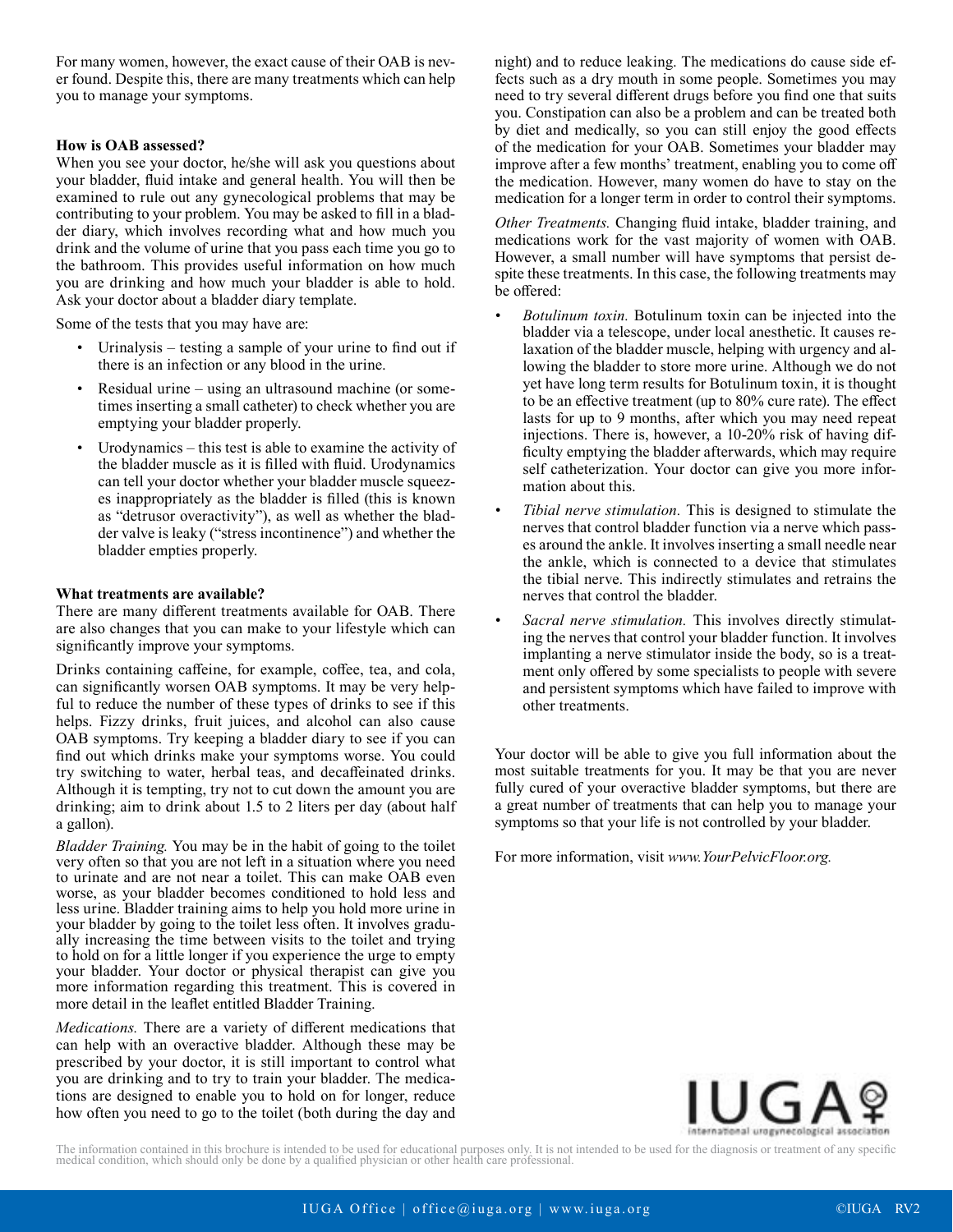For many women, however, the exact cause of their OAB is never found. Despite this, there are many treatments which can help you to manage your symptoms.

**How is OAB assessed?**

When you see your doctor, he/she will ask you questions about your bladder, fluid intake and general health. You will then be examined to rule out any gynecological problems that may be contributing to your problem. You may be asked to fill in a bladder diary, which involves recording what and how much you drink and the volume of urine that you pass each time you go to the bathroom. This provides useful information on how much you are drinking and how much your bladder is able to hold. Ask your doctor about a bladder diary template.

Some of the tests that you may have are:

- Urinalysis – testing a sample of your urine to find out if there is an infection or any blood in the urine.
- Residual urine – using an ultrasound machine (or sometimes inserting a small catheter) to check whether you are emptying your bladder properly.
- Urodynamics – this test is able to examine the activity of the bladder muscle as it is filled with fluid. Urodynamics can tell your doctor whether your bladder muscle squeezes inappropriately as the bladder is filled (this is known as "detrusor overactivity"), as well as whether the bladder valve is leaky ("stress incontinence") and whether the bladder empties properly.

**What treatments are available?**

There are many different treatments available for OAB. There are also changes that you can make to your lifestyle which can significantly improve your symptoms.

Drinks containing caffeine, for example, coffee, tea, and cola, can significantly worsen OAB symptoms. It may be very helpful to reduce the number of these types of drinks to see if this helps. Fizzy drinks, fruit juices, and alcohol can also cause OAB symptoms. Try keeping a bladder diary to see if you can find out which drinks make your symptoms worse. You could try switching to water, herbal teas, and decaffeinated drinks. Although it is tempting, try not to cut down the amount you are drinking; aim to drink about 1.5 to 2 liters per day (about half a gallon).

*Bladder Training.* You may be in the habit of going to the toilet very often so that you are not left in a situation where you need to urinate and are not near a toilet. This can make OAB even worse, as your bladder becomes conditioned to hold less and less urine. Bladder training aims to help you hold more urine in your bladder by going to the toilet less often. It involves gradually increasing the time between visits to the toilet and trying to hold on for a little longer if you experience the urge to empty your bladder. Your doctor or physical therapist can give you more information regarding this treatment. This is covered in more detail in the leaflet entitled Bladder Training.

*Medications.* There are a variety of different medications that can help with an overactive bladder. Although these may be prescribed by your doctor, it is still important to control what you are drinking and to try to train your bladder. The medications are designed to enable you to hold on for longer, reduce how often you need to go to the toilet (both during the day and night) and to reduce leaking. The medications do cause side effects such as a dry mouth in some people. Sometimes you may need to try several different drugs before you find one that suits you. Constipation can also be a problem and can be treated both by diet and medically, so you can still enjoy the good effects of the medication for your OAB. Sometimes your bladder may improve after a few months' treatment, enabling you to come off the medication. However, many women do have to stay on the medication for a longer term in order to control their symptoms.

*Other Treatments.* Changing fluid intake, bladder training, and medications work for the vast majority of women with OAB. However, a small number will have symptoms that persist despite these treatments. In this case, the following treatments may be offered:

- *Botulinum toxin.* Botulinum toxin can be injected into the bladder via a telescope, under local anesthetic. It causes relaxation of the bladder muscle, helping with urgency and allowing the bladder to store more urine. Although we do not yet have long term results for Botulinum toxin, it is thought to be an effective treatment (up to 80% cure rate). The effect lasts for up to 9 months, after which you may need repeat injections. There is, however, a 10-20% risk of having difficulty emptying the bladder afterwards, which may require self catheterization. Your doctor can give you more information about this.
- *Tibial nerve stimulation.* This is designed to stimulate the nerves that control bladder function via a nerve which passes around the ankle. It involves inserting a small needle near the ankle, which is connected to a device that stimulates the tibial nerve. This indirectly stimulates and retrains the nerves that control the bladder.
- *Sacral nerve stimulation.* This involves directly stimulating the nerves that control your bladder function. It involves implanting a nerve stimulator inside the body, so is a treatment only offered by some specialists to people with severe and persistent symptoms which have failed to improve with other treatments.

Your doctor will be able to give you full information about the most suitable treatments for you. It may be that you are never fully cured of your overactive bladder symptoms, but there are a great number of treatments that can help you to manage your symptoms so that your life is not controlled by your bladder.

For more information, visit *www.YourPelvicFloor.org.*

IUGA international urogynecological association

The information contained in this brochure is intended to be used for educational purposes only. It is not intended to be used for the diagnosis or treatment of any specific medical condition, which should only be done by a qualified physician or other health care professional.

IUGA Office | office@iuga.org | www.iuga.org ©IUGA RV2